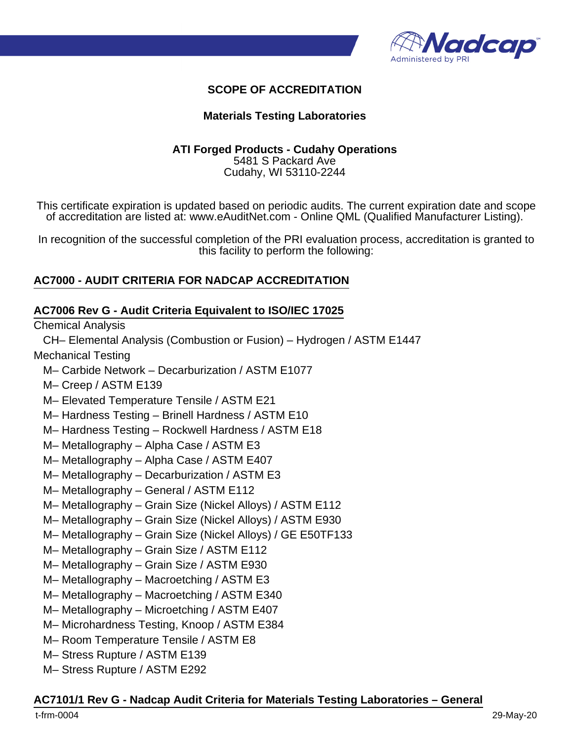# SCOPE OF ACCREDITATION

## Materials Testing Laboratories

**ATI Forged Products - Cudahy Operations**
5481 S Packard Ave
Cudahy, WI 53110-2244

This certificate expiration is updated based on periodic audits. The current expiration date and scope of accreditation are listed at: www.eAuditNet.com - Online QML (Qualified Manufacturer Listing).

In recognition of the successful completion of the PRI evaluation process, accreditation is granted to this facility to perform the following:

### AC7000 - AUDIT CRITERIA FOR NADCAP ACCREDITATION

### AC7006 Rev G - Audit Criteria Equivalent to ISO/IEC 17025

Chemical Analysis

- CH– Elemental Analysis (Combustion or Fusion) – Hydrogen / ASTM E1447

Mechanical Testing

- M– Carbide Network – Decarburization / ASTM E1077
- M– Creep / ASTM E139
- M– Elevated Temperature Tensile / ASTM E21
- M– Hardness Testing – Brinell Hardness / ASTM E10
- M– Hardness Testing – Rockwell Hardness / ASTM E18
- M– Metallography – Alpha Case / ASTM E3
- M– Metallography – Alpha Case / ASTM E407
- M– Metallography – Decarburization / ASTM E3
- M– Metallography – General / ASTM E112
- M– Metallography – Grain Size (Nickel Alloys) / ASTM E112
- M– Metallography – Grain Size (Nickel Alloys) / ASTM E930
- M– Metallography – Grain Size (Nickel Alloys) / GE E50TF133
- M– Metallography – Grain Size / ASTM E112
- M– Metallography – Grain Size / ASTM E930
- M– Metallography – Macroetching / ASTM E3
- M– Metallography – Macroetching / ASTM E340
- M– Metallography – Microetching / ASTM E407
- M– Microhardness Testing, Knoop / ASTM E384
- M– Room Temperature Tensile / ASTM E8
- M– Stress Rupture / ASTM E139
- M– Stress Rupture / ASTM E292

### AC7101/1 Rev G - Nadcap Audit Criteria for Materials Testing Laboratories – General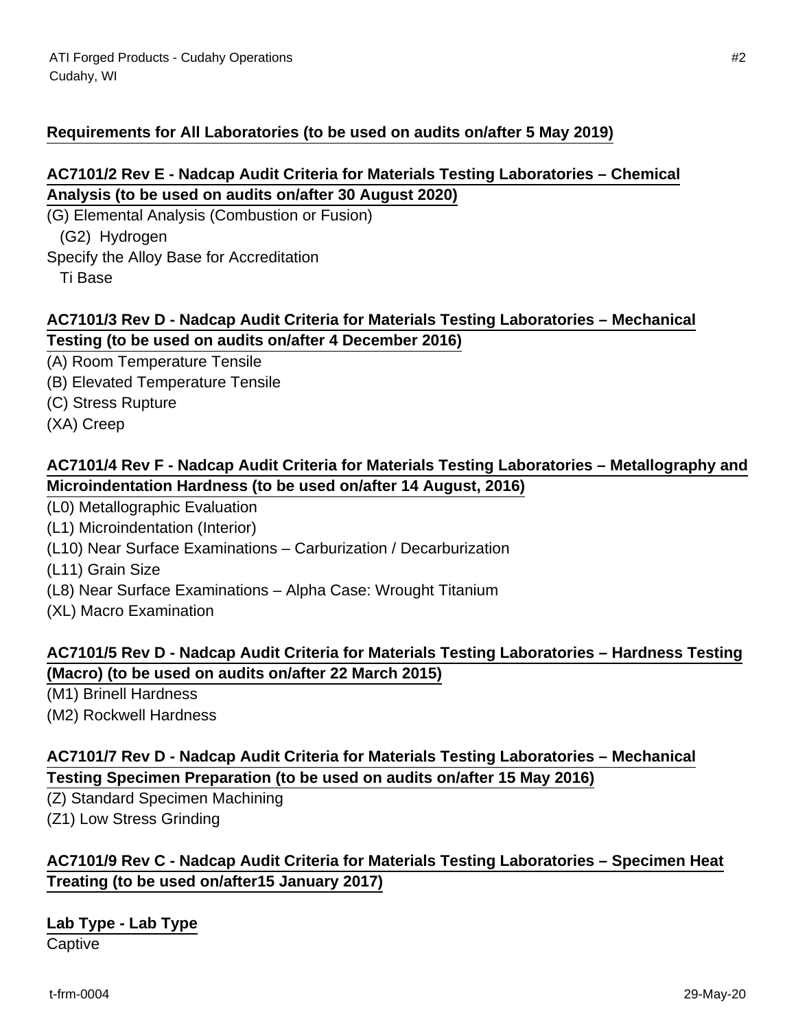**Requirements for All Laboratories (to be used on audits on/after 5 May 2019)**

**AC7101/2 Rev E - Nadcap Audit Criteria for Materials Testing Laboratories – Chemical Analysis (to be used on audits on/after 30 August 2020)**

(G) Elemental Analysis (Combustion or Fusion)
  (G2) Hydrogen
Specify the Alloy Base for Accreditation
  Ti Base

**AC7101/3 Rev D - Nadcap Audit Criteria for Materials Testing Laboratories – Mechanical Testing (to be used on audits on/after 4 December 2016)**

(A) Room Temperature Tensile
(B) Elevated Temperature Tensile
(C) Stress Rupture
(XA) Creep

**AC7101/4 Rev F - Nadcap Audit Criteria for Materials Testing Laboratories – Metallography and Microindentation Hardness (to be used on/after 14 August, 2016)**

(L0) Metallographic Evaluation
(L1) Microindentation (Interior)
(L10) Near Surface Examinations – Carburization / Decarburization
(L11) Grain Size
(L8) Near Surface Examinations – Alpha Case: Wrought Titanium
(XL) Macro Examination

**AC7101/5 Rev D - Nadcap Audit Criteria for Materials Testing Laboratories – Hardness Testing (Macro) (to be used on audits on/after 22 March 2015)**

(M1) Brinell Hardness
(M2) Rockwell Hardness

**AC7101/7 Rev D - Nadcap Audit Criteria for Materials Testing Laboratories – Mechanical Testing Specimen Preparation (to be used on audits on/after 15 May 2016)**

(Z) Standard Specimen Machining
(Z1) Low Stress Grinding

**AC7101/9 Rev C - Nadcap Audit Criteria for Materials Testing Laboratories – Specimen Heat Treating (to be used on/after15 January 2017)**

**Lab Type - Lab Type**

Captive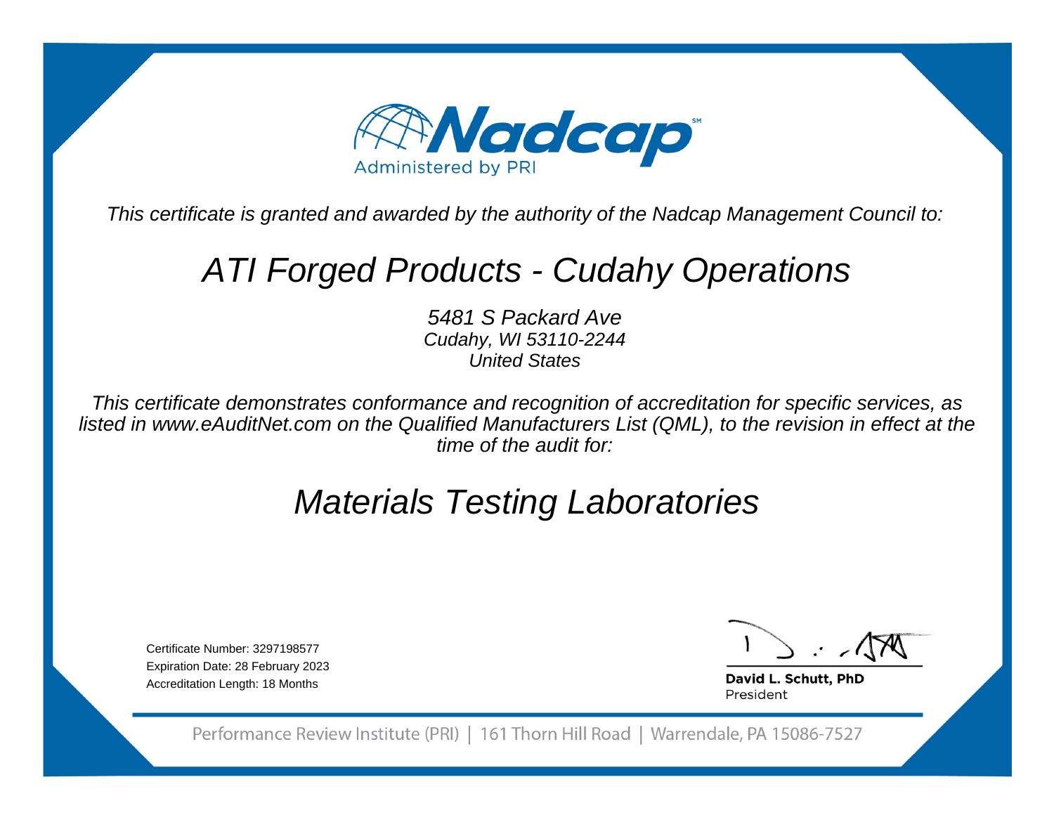# Nadcap

Administered by PRI

*This certificate is granted and awarded by the authority of the Nadcap Management Council to:*

## *ATI Forged Products - Cudahy Operations*

*5481 S Packard Ave*
*Cudahy, WI 53110-2244*
*United States*

*This certificate demonstrates conformance and recognition of accreditation for specific services, as listed in www.eAuditNet.com on the Qualified Manufacturers List (QML), to the revision in effect at the time of the audit for:*

## *Materials Testing Laboratories*

Certificate Number: 3297198577
Expiration Date: 28 February 2023
Accreditation Length: 18 Months

**David L. Schutt, PhD**
President

Performance Review Institute (PRI) | 161 Thorn Hill Road | Warrendale, PA 15086-7527